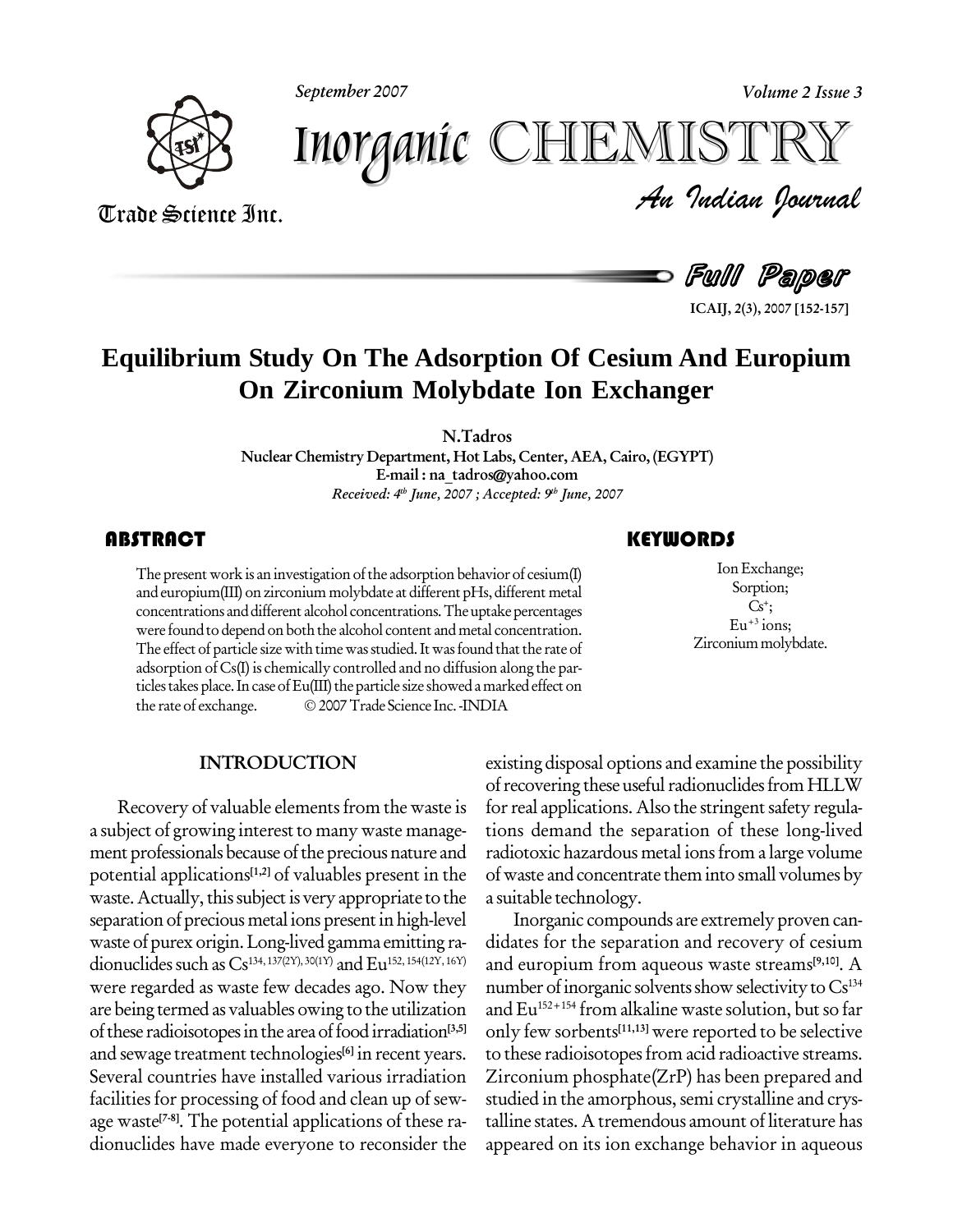# Equilibrium Study On The Adsorption Of Cesium And Europium On Zirconium Molybdate Ion Exchanger

**N.Tadros**

Nuclear Chemistry Department, Hot Labs, Center, AEA, Cairo, (EGYPT)

E-mail : na_tadros@yahoo.com

*Received: 4th June, 2007 ; Accepted: 9th June, 2007*

## ABSTRACT

The present work is an investigation of the adsorption behavior of cesium(I) and europium(III) on zirconium molybdate at different pHs, different metal concentrations and different alcohol concentrations. The uptake percentages were found to depend on both the alcohol content and metal concentration. The effect of particle size with time was studied. It was found that the rate of adsorption of Cs(I) is chemically controlled and no diffusion along the particles takes place. In case of Eu(III) the particle size showed a marked effect on the rate of exchange. © 2007 Trade Science Inc. -INDIA

## KEYWORDS

Ion Exchange;
Sorption;
$Cs^{+}$;
$Eu^{+3}$ ions;
Zirconium molybdate.

## INTRODUCTION

Recovery of valuable elements from the waste is a subject of growing interest to many waste management professionals because of the precious nature and potential applications[1,2] of valuables present in the waste. Actually, this subject is very appropriate to the separation of precious metal ions present in high-level waste of purex origin. Long-lived gamma emitting radionuclides such as $Cs^{134,\,137(2Y),\,30(1Y)}$ and $Eu^{152,\,154(12Y,\,16Y)}$ were regarded as waste few decades ago. Now they are being termed as valuables owing to the utilization of these radioisotopes in the area of food irradiation[3,5] and sewage treatment technologies[6] in recent years. Several countries have installed various irradiation facilities for processing of food and clean up of sewage waste[7-8]. The potential applications of these radionuclides have made everyone to reconsider the existing disposal options and examine the possibility of recovering these useful radionuclides from HLLW for real applications. Also the stringent safety regulations demand the separation of these long-lived radiotoxic hazardous metal ions from a large volume of waste and concentrate them into small volumes by a suitable technology.

Inorganic compounds are extremely proven candidates for the separation and recovery of cesium and europium from aqueous waste streams[9,10]. A number of inorganic solvents show selectivity to $Cs^{134}$ and $Eu^{152+154}$ from alkaline waste solution, but so far only few sorbents[11,13] were reported to be selective to these radioisotopes from acid radioactive streams. Zirconium phosphate(ZrP) has been prepared and studied in the amorphous, semi crystalline and crystalline states. A tremendous amount of literature has appeared on its ion exchange behavior in aqueous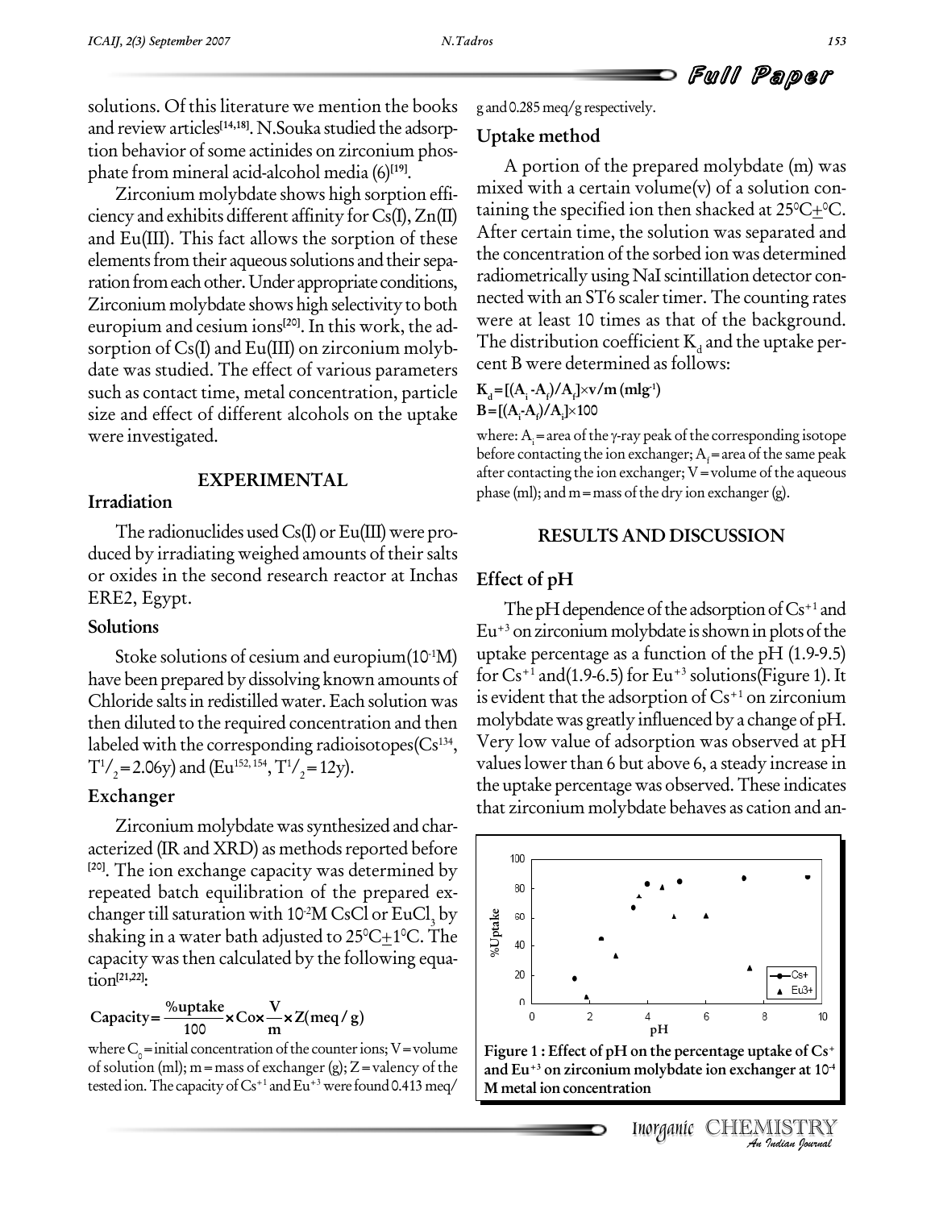solutions. Of this literature we mention the books and review articles[14,18]. N.Souka studied the adsorption behavior of some actinides on zirconium phosphate from mineral acid-alcohol media (6)[19].

Zirconium molybdate shows high sorption efficiency and exhibits different affinity for Cs(I), Zn(II) and Eu(III). This fact allows the sorption of these elements from their aqueous solutions and their separation from each other. Under appropriate conditions, Zirconium molybdate shows high selectivity to both europium and cesium ions[20]. In this work, the adsorption of Cs(I) and Eu(III) on zirconium molybdate was studied. The effect of various parameters such as contact time, metal concentration, particle size and effect of different alcohols on the uptake were investigated.

## EXPERIMENTAL

### Irradiation

The radionuclides used Cs(I) or Eu(III) were produced by irradiating weighed amounts of their salts or oxides in the second research reactor at Inchas ERE2, Egypt.

### Solutions

Stoke solutions of cesium and europium($10^{-1}$M) have been prepared by dissolving known amounts of Chloride salts in redistilled water. Each solution was then diluted to the required concentration and then labeled with the corresponding radioisotopes($Cs^{134}$, $T^1/_2$=2.06y) and ($Eu^{152,154}$, $T^1/_2$=12y).

### Exchanger

Zirconium molybdate was synthesized and characterized (IR and XRD) as methods reported before [20]. The ion exchange capacity was determined by repeated batch equilibration of the prepared exchanger till saturation with $10^{-2}$M CsCl or $EuCl_3$ by shaking in a water bath adjusted to 25°C±1°C. The capacity was then calculated by the following equation[21,22]:

$$\text{Capacity} = \frac{\%\text{uptake}}{100} \times Co \times \frac{V}{m} \times Z(meq/g)$$

where $C_0$ = initial concentration of the counter ions; V = volume of solution (ml); m = mass of exchanger (g); Z = valency of the tested ion. The capacity of $Cs^{+1}$ and $Eu^{+3}$ were found 0.413 meq/g and 0.285 meq/g respectively.

### Uptake method

A portion of the prepared molybdate (m) was mixed with a certain volume(v) of a solution containing the specified ion then shacked at 25°C±°C. After certain time, the solution was separated and the concentration of the sorbed ion was determined radiometrically using NaI scintillation detector connected with an ST6 scaler timer. The counting rates were at least 10 times as that of the background. The distribution coefficient $K_d$ and the uptake percent B were determined as follows:

$$K_d = [(A_i - A_f)/A_f] \times v/m \ (mlg^{-1})$$

$$B = [(A_i - A_f)/A_i] \times 100$$

where: $A_i$ = area of the γ-ray peak of the corresponding isotope before contacting the ion exchanger; $A_f$ = area of the same peak after contacting the ion exchanger; V = volume of the aqueous phase (ml); and m = mass of the dry ion exchanger (g).

## RESULTS AND DISCUSSION

### Effect of pH

The pH dependence of the adsorption of $Cs^{+1}$ and $Eu^{+3}$ on zirconium molybdate is shown in plots of the uptake percentage as a function of the pH (1.9-9.5) for $Cs^{+1}$ and(1.9-6.5) for $Eu^{+3}$ solutions(Figure 1). It is evident that the adsorption of $Cs^{+1}$ on zirconium molybdate was greatly influenced by a change of pH. Very low value of adsorption was observed at pH values lower than 6 but above 6, a steady increase in the uptake percentage was observed. These indicates that zirconium molybdate behaves as cation and an-

Figure 1 : Effect of pH on the percentage uptake of $Cs^+$ and $Eu^{+3}$ on zirconium molybdate ion exchanger at $10^{-4}$ M metal ion concentration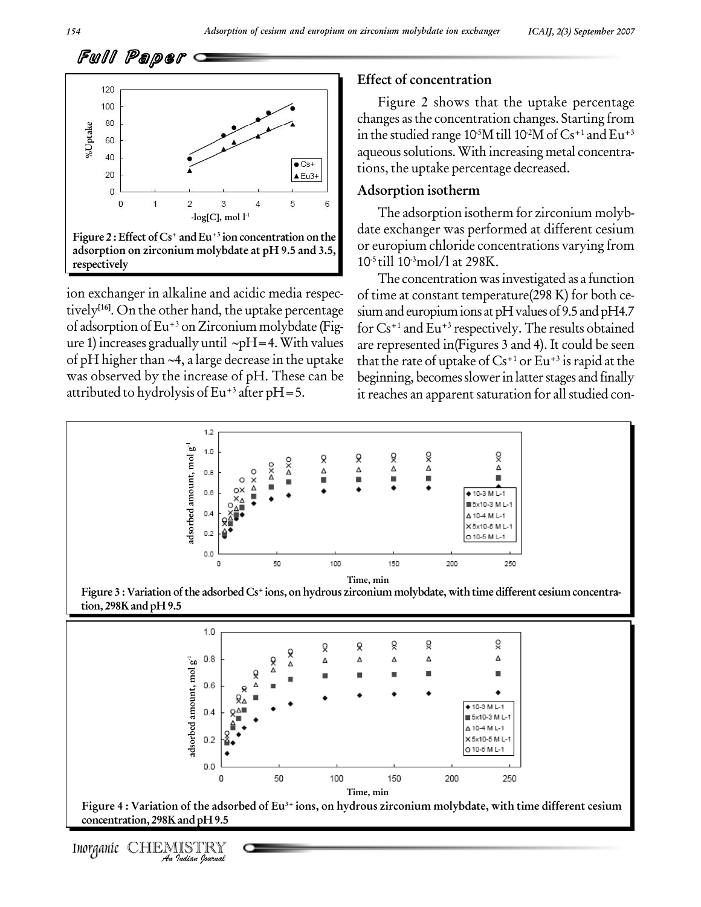**Figure 2 : Effect of $Cs^{+}$ and $Eu^{+3}$ ion concentration on the adsorption on zirconium molybdate at pH 9.5 and 3.5, respectively**

ion exchanger in alkaline and acidic media respectively[16]. On the other hand, the uptake percentage of adsorption of $Eu^{+3}$ on Zirconium molybdate (Figure 1) increases gradually until ~pH=4. With values of pH higher than ~4, a large decrease in the uptake was observed by the increase of pH. These can be attributed to hydrolysis of $Eu^{+3}$ after pH=5.

## Effect of concentration

Figure 2 shows that the uptake percentage changes as the concentration changes. Starting from in the studied range $10^{-5}$M till $10^{-2}$M of $Cs^{+1}$ and $Eu^{+3}$ aqueous solutions. With increasing metal concentrations, the uptake percentage decreased.

## Adsorption isotherm

The adsorption isotherm for zirconium molybdate exchanger was performed at different cesium or europium chloride concentrations varying from $10^{-5}$ till $10^{-3}$mol/l at 298K.

The concentration was investigated as a function of time at constant temperature(298 K) for both cesium and europium ions at pH values of 9.5 and pH4.7 for $Cs^{+1}$ and $Eu^{+3}$ respectively. The results obtained are represented in(Figures 3 and 4). It could be seen that the rate of uptake of $Cs^{+1}$ or $Eu^{+3}$ is rapid at the beginning, becomes slower in latter stages and finally it reaches an apparent saturation for all studied con-

**Figure 3 : Variation of the adsorbed $Cs^{+}$ ions, on hydrous zirconium molybdate, with time different cesium concentration, 298K and pH 9.5**

**Figure 4 : Variation of the adsorbed of $Eu^{3+}$ ions, on hydrous zirconium molybdate, with time different cesium concentration, 298K and pH 9.5**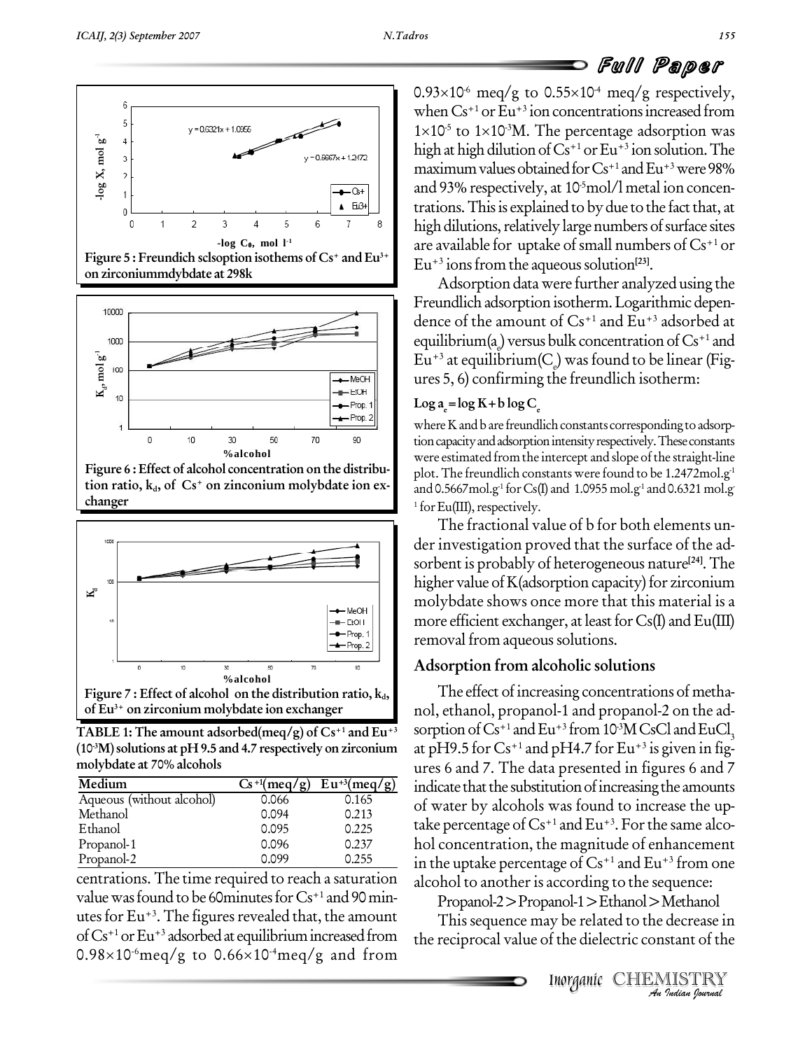Figure 5 : Freundich sclsoption isothems of $Cs^{+}$ and $Eu^{3+}$ on zirconiummdybdate at 298k

Figure 6 : Effect of alcohol concentration on the distribution ratio, $k_d$, of $Cs^{+}$ on zinconium molybdate ion exchanger

Figure 7 : Effect of alcohol on the distribution ratio, $k_d$, of $Eu^{3+}$ on zirconium molybdate ion exchanger

TABLE 1: The amount adsorbed(meq/g) of $Cs^{+1}$ and $Eu^{+3}$ ($10^{-3}$M) solutions at pH 9.5 and 4.7 respectively on zirconium molybdate at 70% alcohols

| Medium | $Cs^{+1}$(meq/g) | $Eu^{+3}$(meq/g) |
|---|---|---|
| Aqueous (without alcohol) | 0.066 | 0.165 |
| Methanol | 0.094 | 0.213 |
| Ethanol | 0.095 | 0.225 |
| Propanol-1 | 0.096 | 0.237 |
| Propanol-2 | 0.099 | 0.255 |

centrations. The time required to reach a saturation value was found to be 60minutes for $Cs^{+1}$ and 90 minutes for $Eu^{+3}$. The figures revealed that, the amount of $Cs^{+1}$ or $Eu^{+3}$ adsorbed at equilibrium increased from $0.98\times10^{-6}$meq/g to $0.66\times10^{-4}$meq/g and from $0.93\times10^{-6}$ meq/g to $0.55\times10^{-4}$ meq/g respectively, when $Cs^{+1}$ or $Eu^{+3}$ ion concentrations increased from $1\times10^{-5}$ to $1\times10^{-3}$M. The percentage adsorption was high at high dilution of $Cs^{+1}$ or $Eu^{+3}$ ion solution. The maximum values obtained for $Cs^{+1}$ and $Eu^{+3}$ were 98% and 93% respectively, at $10^{-5}$mol/l metal ion concentrations. This is explained to by due to the fact that, at high dilutions, relatively large numbers of surface sites are available for uptake of small numbers of $Cs^{+1}$ or $Eu^{+3}$ ions from the aqueous solution[23].

Adsorption data were further analyzed using the Freundlich adsorption isotherm. Logarithmic dependence of the amount of $Cs^{+1}$ and $Eu^{+3}$ adsorbed at equilibrium($a_e$) versus bulk concentration of $Cs^{+1}$ and $Eu^{+3}$ at equilibrium($C_e$) was found to be linear (Figures 5, 6) confirming the freundlich isotherm:

$$\text{Log } a_e = \log K + b \log C_e$$

where K and b are freundlich constants corresponding to adsorption capacity and adsorption intensity respectively. These constants were estimated from the intercept and slope of the straight-line plot. The freundlich constants were found to be 1.2472mol.g$^{-1}$ and 0.5667mol.g$^{-1}$ for Cs(I) and 1.0955 mol.g$^{-1}$ and 0.6321 mol.g$^{-1}$ for Eu(III), respectively.

The fractional value of b for both elements under investigation proved that the surface of the adsorbent is probably of heterogeneous nature[24]. The higher value of K(adsorption capacity) for zirconium molybdate shows once more that this material is a more efficient exchanger, at least for Cs(I) and Eu(III) removal from aqueous solutions.

## Adsorption from alcoholic solutions

The effect of increasing concentrations of methanol, ethanol, propanol-1 and propanol-2 on the adsorption of $Cs^{+1}$ and $Eu^{+3}$ from $10^{-3}$M CsCl and $EuCl_3$ at pH9.5 for $Cs^{+1}$ and pH4.7 for $Eu^{+3}$ is given in figures 6 and 7. The data presented in figures 6 and 7 indicate that the substitution of increasing the amounts of water by alcohols was found to increase the uptake percentage of $Cs^{+1}$ and $Eu^{+3}$. For the same alcohol concentration, the magnitude of enhancement in the uptake percentage of $Cs^{+1}$ and $Eu^{+3}$ from one alcohol to another is according to the sequence:

Propanol-2 > Propanol-1 > Ethanol > Methanol

This sequence may be related to the decrease in the reciprocal value of the dielectric constant of the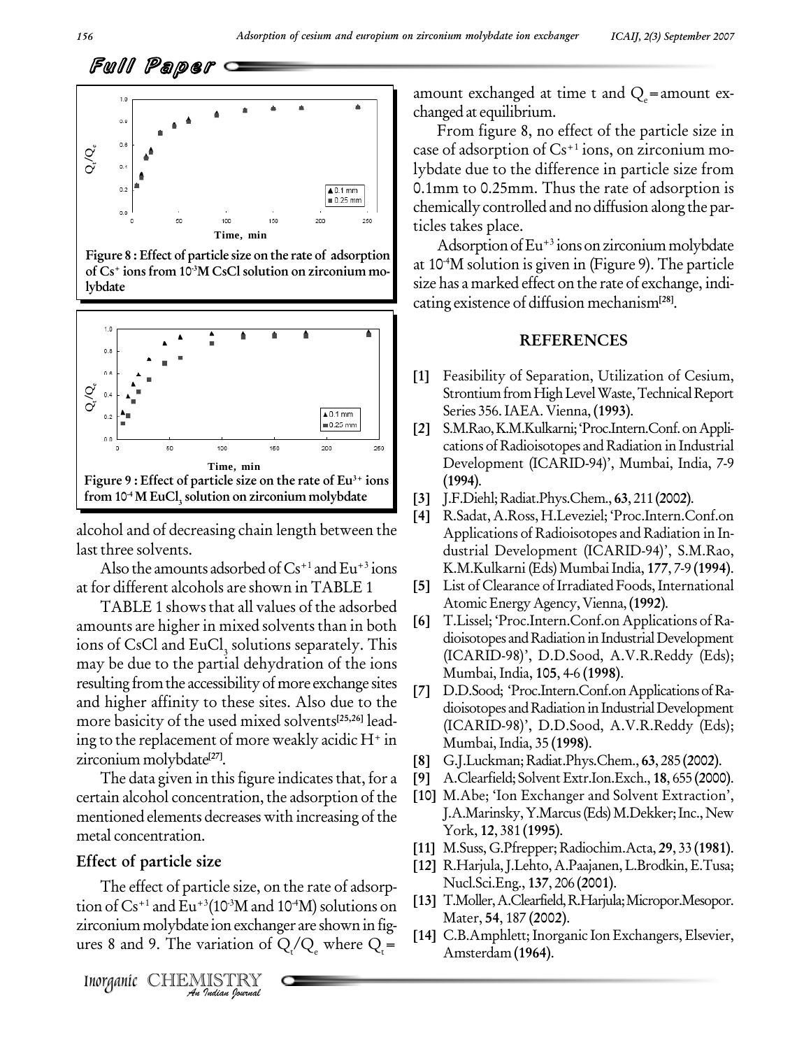Figure 8 : Effect of particle size on the rate of adsorption of $Cs^{+}$ ions from $10^{-3}$M CsCl solution on zirconium molybdate

Figure 9 : Effect of particle size on the rate of $Eu^{3+}$ ions from $10^{-4}$ M $EuCl_3$ solution on zirconium molybdate

alcohol and of decreasing chain length between the last three solvents.

Also the amounts adsorbed of $Cs^{+1}$ and $Eu^{+3}$ ions at for different alcohols are shown in TABLE 1

TABLE 1 shows that all values of the adsorbed amounts are higher in mixed solvents than in both ions of CsCl and $EuCl_3$ solutions separately. This may be due to the partial dehydration of the ions resulting from the accessibility of more exchange sites and higher affinity to these sites. Also due to the more basicity of the used mixed solvents[25,26] leading to the replacement of more weakly acidic $H^{+}$ in zirconium molybdate[27].

The data given in this figure indicates that, for a certain alcohol concentration, the adsorption of the mentioned elements decreases with increasing of the metal concentration.

## Effect of particle size

The effect of particle size, on the rate of adsorption of $Cs^{+1}$ and $Eu^{+3}$($10^{-3}$M and $10^{-4}$M) solutions on zirconium molybdate ion exchanger are shown in figures 8 and 9. The variation of $Q_t/Q_e$ where $Q_t$= amount exchanged at time t and $Q_e$=amount exchanged at equilibrium.

From figure 8, no effect of the particle size in case of adsorption of $Cs^{+1}$ ions, on zirconium molybdate due to the difference in particle size from 0.1mm to 0.25mm. Thus the rate of adsorption is chemically controlled and no diffusion along the particles takes place.

Adsorption of $Eu^{+3}$ ions on zirconium molybdate at $10^{-4}$M solution is given in (Figure 9). The particle size has a marked effect on the rate of exchange, indicating existence of diffusion mechanism[28].

## REFERENCES

[1] Feasibility of Separation, Utilization of Cesium, Strontium from High Level Waste, Technical Report Series 356. IAEA. Vienna, **(1993)**.

[2] S.M.Rao, K.M.Kulkarni; 'Proc.Intern.Conf. on Applications of Radioisotopes and Radiation in Industrial Development (ICARID-94)', Mumbai, India, 7-9 **(1994)**.

[3] J.F.Diehl; Radiat.Phys.Chem., **63**, 211 **(2002)**.

[4] R.Sadat, A.Ross, H.Leveziel; 'Proc.Intern.Conf.on Applications of Radioisotopes and Radiation in Industrial Development (ICARID-94)', S.M.Rao, K.M.Kulkarni (Eds) Mumbai India, **177**, 7-9 **(1994)**.

[5] List of Clearance of Irradiated Foods, International Atomic Energy Agency, Vienna, **(1992)**.

[6] T.Lissel; 'Proc.Intern.Conf.on Applications of Radioisotopes and Radiation in Industrial Development (ICARID-98)', D.D.Sood, A.V.R.Reddy (Eds); Mumbai, India, **105**, 4-6 **(1998)**.

[7] D.D.Sood; 'Proc.Intern.Conf.on Applications of Radioisotopes and Radiation in Industrial Development (ICARID-98)', D.D.Sood, A.V.R.Reddy (Eds); Mumbai, India, 35 **(1998)**.

[8] G.J.Luckman; Radiat.Phys.Chem., **63**, 285 **(2002)**.

[9] A.Clearfield; Solvent Extr.Ion.Exch., **18**, 655 **(2000)**.

[10] M.Abe; 'Ion Exchanger and Solvent Extraction', J.A.Marinsky, Y.Marcus (Eds) M.Dekker; Inc., New York, **12**, 381 **(1995)**.

[11] M.Suss, G.Pfrepper; Radiochim.Acta, **29**, 33 **(1981)**.

[12] R.Harjula, J.Lehto, A.Paajanen, L.Brodkin, E.Tusa; Nucl.Sci.Eng., **137**, 206 **(2001)**.

[13] T.Moller, A.Clearfield, R.Harjula; Micropor.Mesopor. Mater, **54**, 187 **(2002)**.

[14] C.B.Amphlett; Inorganic Ion Exchangers, Elsevier, Amsterdam **(1964)**.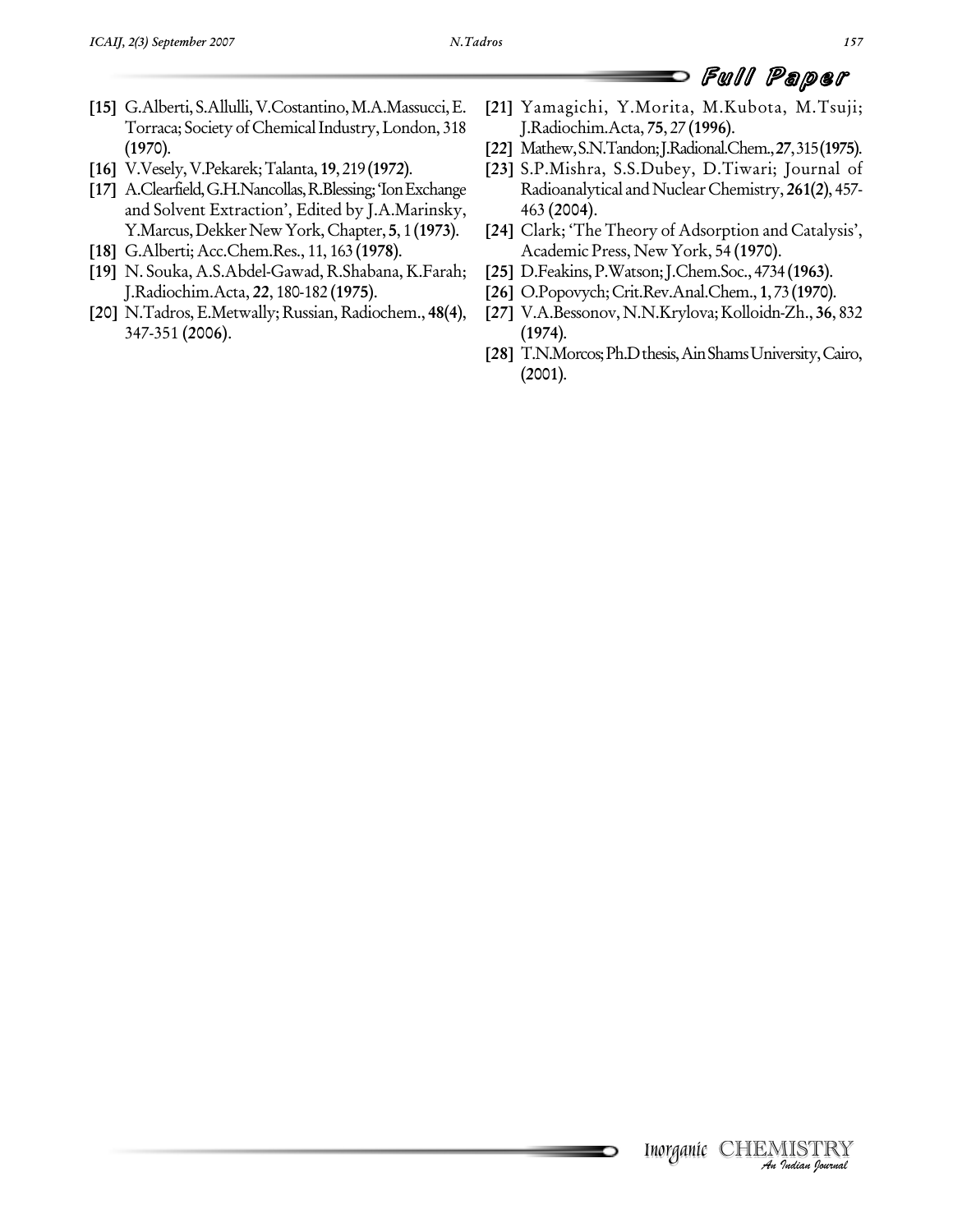[15] G.Alberti, S.Allulli, V.Costantino, M.A.Massucci, E. Torraca; Society of Chemical Industry, London, 318 **(1970)**.

[16] V.Vesely, V.Pekarek; Talanta, **19**, 219 **(1972)**.

[17] A.Clearfield, G.H.Nancollas, R.Blessing; 'Ion Exchange and Solvent Extraction', Edited by J.A.Marinsky, Y.Marcus, Dekker New York, Chapter, **5**, 1 **(1973)**.

[18] G.Alberti; Acc.Chem.Res., 11, 163 **(1978)**.

[19] N. Souka, A.S.Abdel-Gawad, R.Shabana, K.Farah; J.Radiochim.Acta, **22**, 180-182 **(1975)**.

[20] N.Tadros, E.Metwally; Russian, Radiochem., **48(4)**, 347-351 **(2006)**.

[21] Yamagichi, Y.Morita, M.Kubota, M.Tsuji; J.Radiochim.Acta, **75**, 27 **(1996)**.

[22] Mathew, S.N.Tandon; J.Radional.Chem., **27**, 315 **(1975)**.

[23] S.P.Mishra, S.S.Dubey, D.Tiwari; Journal of Radioanalytical and Nuclear Chemistry, **261(2)**, 457-463 **(2004)**.

[24] Clark; 'The Theory of Adsorption and Catalysis', Academic Press, New York, 54 **(1970)**.

[25] D.Feakins, P.Watson; J.Chem.Soc., 4734 **(1963)**.

[26] O.Popovych; Crit.Rev.Anal.Chem., **1**, 73 **(1970)**.

[27] V.A.Bessonov, N.N.Krylova; Kolloidn-Zh., **36**, 832 **(1974)**.

[28] T.N.Morcos; Ph.D thesis, Ain Shams University, Cairo, **(2001)**.